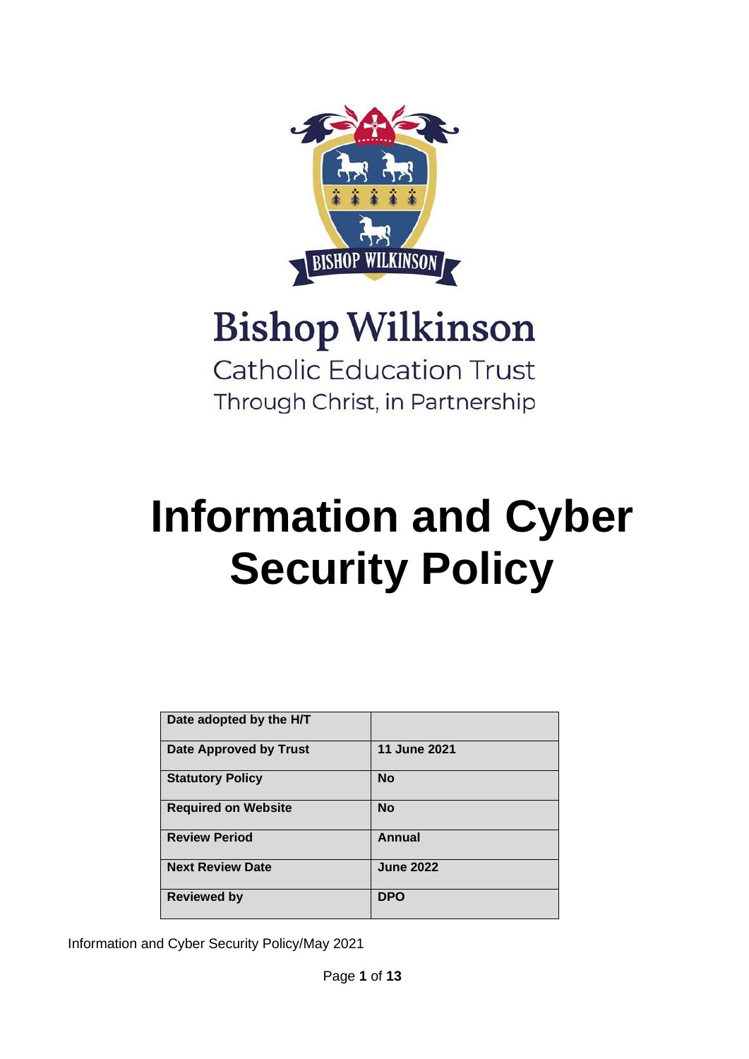Bishop Wilkinson

Catholic Education Trust

Through Christ, in Partnership

# Information and Cyber Security Policy

| Date adopted by the H/T | |
|---|---|
| Date Approved by Trust | 11 June 2021 |
| Statutory Policy | No |
| Required on Website | No |
| Review Period | Annual |
| Next Review Date | June 2022 |
| Reviewed by | DPO |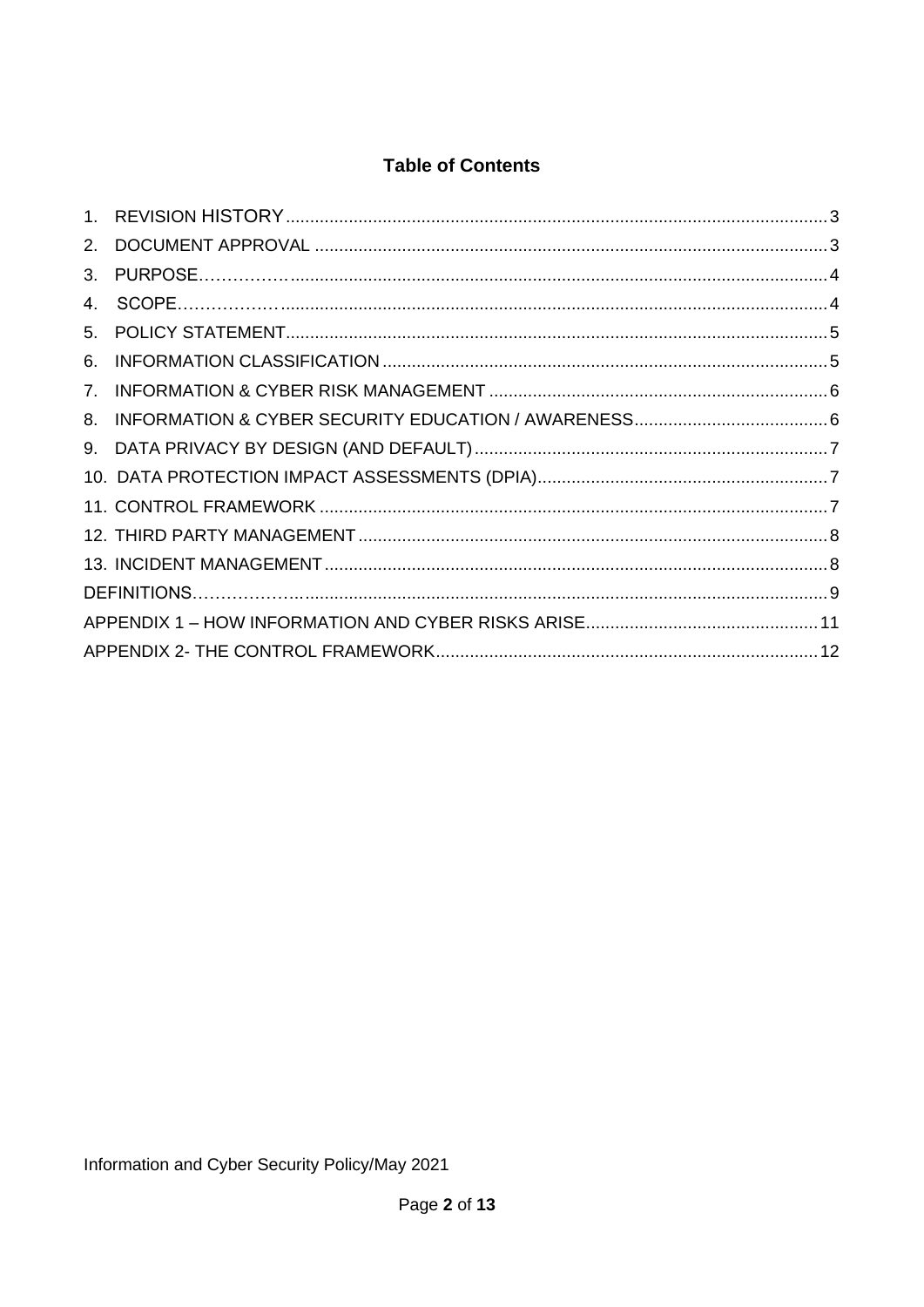# Table of Contents

1. REVISION HISTORY ..... 3
2. DOCUMENT APPROVAL ..... 3
3. PURPOSE ..... 4
4. SCOPE ..... 4
5. POLICY STATEMENT ..... 5
6. INFORMATION CLASSIFICATION ..... 5
7. INFORMATION & CYBER RISK MANAGEMENT ..... 6
8. INFORMATION & CYBER SECURITY EDUCATION / AWARENESS ..... 6
9. DATA PRIVACY BY DESIGN (AND DEFAULT) ..... 7
10. DATA PROTECTION IMPACT ASSESSMENTS (DPIA) ..... 7
11. CONTROL FRAMEWORK ..... 7
12. THIRD PARTY MANAGEMENT ..... 8
13. INCIDENT MANAGEMENT ..... 8

DEFINITIONS ..... 9

APPENDIX 1 – HOW INFORMATION AND CYBER RISKS ARISE ..... 11

APPENDIX 2- THE CONTROL FRAMEWORK ..... 12

Information and Cyber Security Policy/May 2021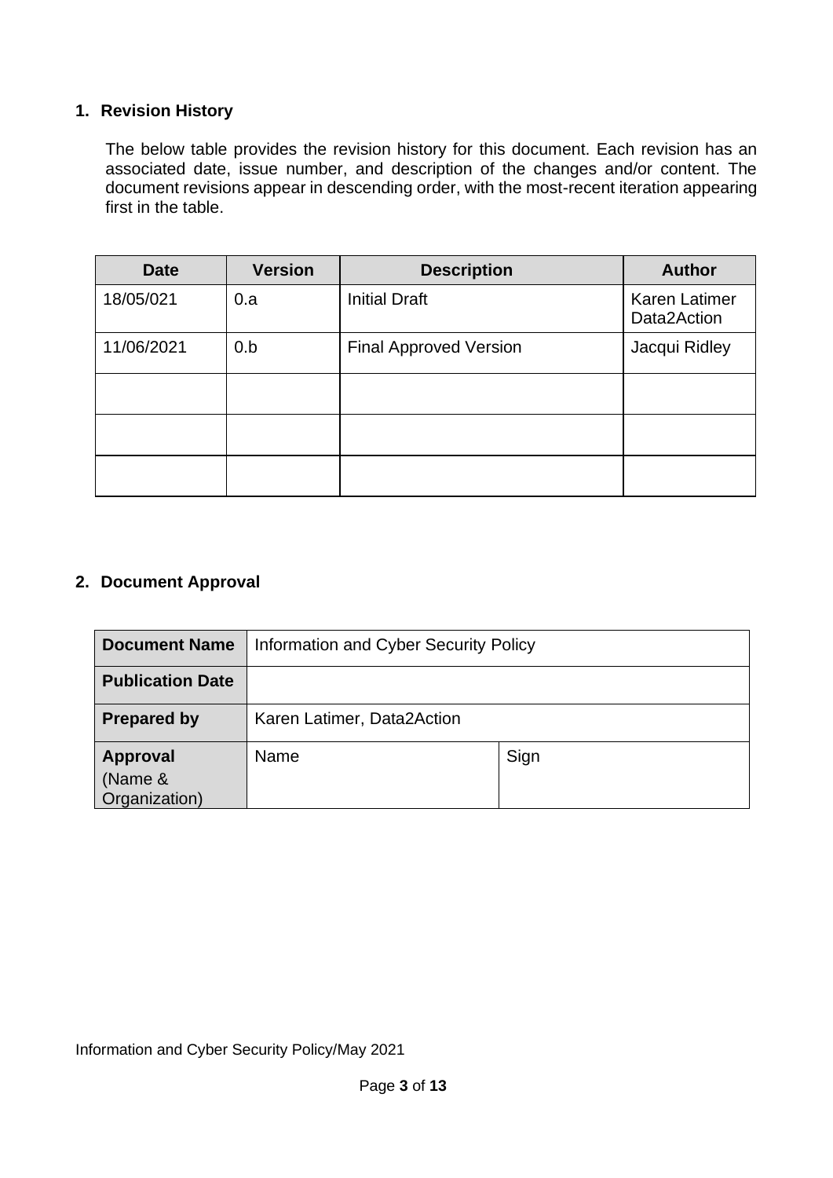## 1. Revision History

The below table provides the revision history for this document. Each revision has an associated date, issue number, and description of the changes and/or content. The document revisions appear in descending order, with the most-recent iteration appearing first in the table.

| Date | Version | Description | Author |
|---|---|---|---|
| 18/05/021 | 0.a | Initial Draft | Karen Latimer Data2Action |
| 11/06/2021 | 0.b | Final Approved Version | Jacqui Ridley |
| | | | |
| | | | |
| | | | |

## 2. Document Approval

| **Document Name** | Information and Cyber Security Policy | |
|---|---|---|
| **Publication Date** | | |
| **Prepared by** | Karen Latimer, Data2Action | |
| **Approval** (Name & Organization) | Name | Sign |

Information and Cyber Security Policy/May 2021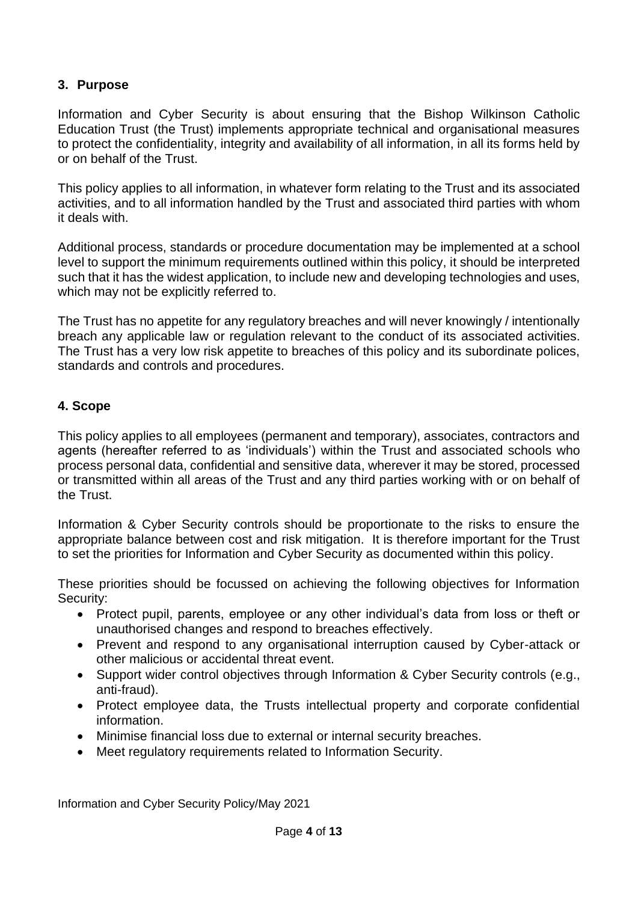## 3. Purpose

Information and Cyber Security is about ensuring that the Bishop Wilkinson Catholic Education Trust (the Trust) implements appropriate technical and organisational measures to protect the confidentiality, integrity and availability of all information, in all its forms held by or on behalf of the Trust.

This policy applies to all information, in whatever form relating to the Trust and its associated activities, and to all information handled by the Trust and associated third parties with whom it deals with.

Additional process, standards or procedure documentation may be implemented at a school level to support the minimum requirements outlined within this policy, it should be interpreted such that it has the widest application, to include new and developing technologies and uses, which may not be explicitly referred to.

The Trust has no appetite for any regulatory breaches and will never knowingly / intentionally breach any applicable law or regulation relevant to the conduct of its associated activities. The Trust has a very low risk appetite to breaches of this policy and its subordinate polices, standards and controls and procedures.

## 4. Scope

This policy applies to all employees (permanent and temporary), associates, contractors and agents (hereafter referred to as 'individuals') within the Trust and associated schools who process personal data, confidential and sensitive data, wherever it may be stored, processed or transmitted within all areas of the Trust and any third parties working with or on behalf of the Trust.

Information & Cyber Security controls should be proportionate to the risks to ensure the appropriate balance between cost and risk mitigation. It is therefore important for the Trust to set the priorities for Information and Cyber Security as documented within this policy.

These priorities should be focussed on achieving the following objectives for Information Security:

- Protect pupil, parents, employee or any other individual's data from loss or theft or unauthorised changes and respond to breaches effectively.
- Prevent and respond to any organisational interruption caused by Cyber-attack or other malicious or accidental threat event.
- Support wider control objectives through Information & Cyber Security controls (e.g., anti-fraud).
- Protect employee data, the Trusts intellectual property and corporate confidential information.
- Minimise financial loss due to external or internal security breaches.
- Meet regulatory requirements related to Information Security.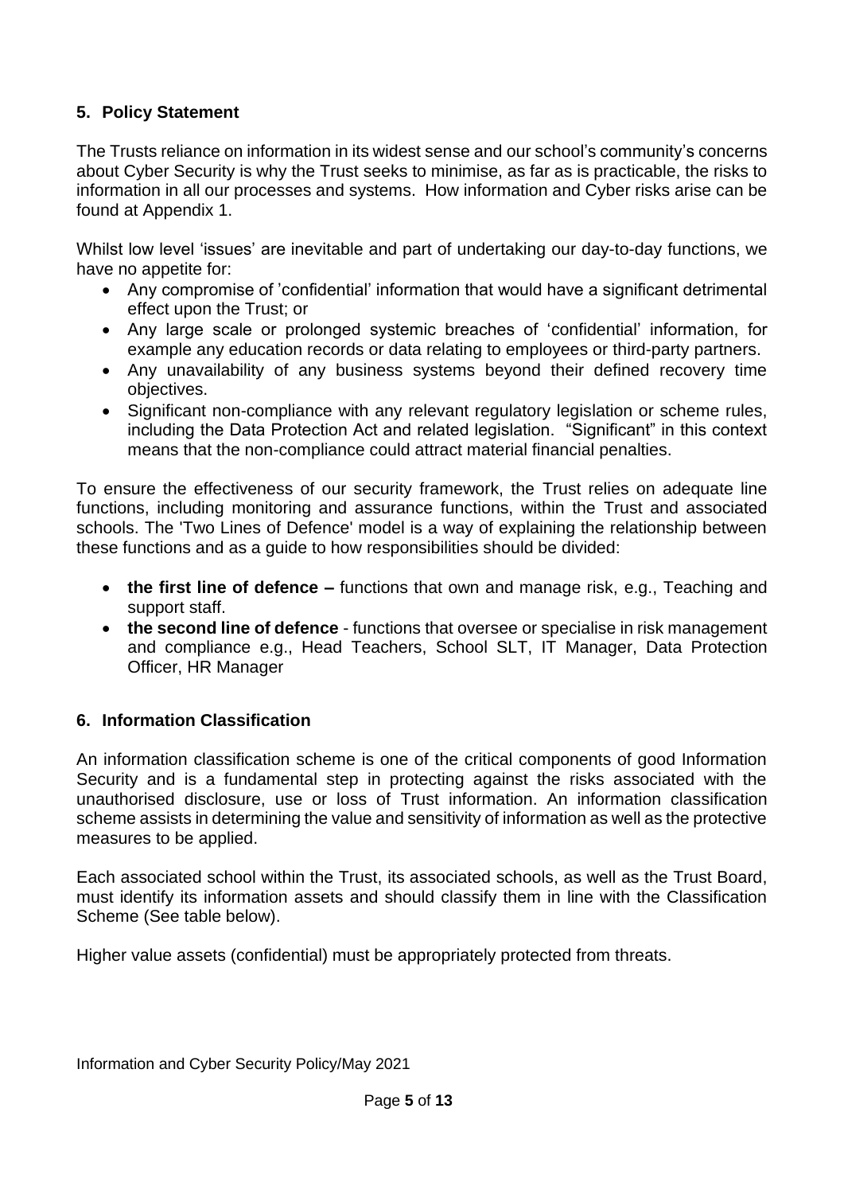## 5. Policy Statement

The Trusts reliance on information in its widest sense and our school's community's concerns about Cyber Security is why the Trust seeks to minimise, as far as is practicable, the risks to information in all our processes and systems. How information and Cyber risks arise can be found at Appendix 1.

Whilst low level 'issues' are inevitable and part of undertaking our day-to-day functions, we have no appetite for:

- Any compromise of 'confidential' information that would have a significant detrimental effect upon the Trust; or
- Any large scale or prolonged systemic breaches of 'confidential' information, for example any education records or data relating to employees or third-party partners.
- Any unavailability of any business systems beyond their defined recovery time objectives.
- Significant non-compliance with any relevant regulatory legislation or scheme rules, including the Data Protection Act and related legislation. "Significant" in this context means that the non-compliance could attract material financial penalties.

To ensure the effectiveness of our security framework, the Trust relies on adequate line functions, including monitoring and assurance functions, within the Trust and associated schools. The 'Two Lines of Defence' model is a way of explaining the relationship between these functions and as a guide to how responsibilities should be divided:

- **the first line of defence –** functions that own and manage risk, e.g., Teaching and support staff.
- **the second line of defence** - functions that oversee or specialise in risk management and compliance e.g., Head Teachers, School SLT, IT Manager, Data Protection Officer, HR Manager

## 6. Information Classification

An information classification scheme is one of the critical components of good Information Security and is a fundamental step in protecting against the risks associated with the unauthorised disclosure, use or loss of Trust information. An information classification scheme assists in determining the value and sensitivity of information as well as the protective measures to be applied.

Each associated school within the Trust, its associated schools, as well as the Trust Board, must identify its information assets and should classify them in line with the Classification Scheme (See table below).

Higher value assets (confidential) must be appropriately protected from threats.

Information and Cyber Security Policy/May 2021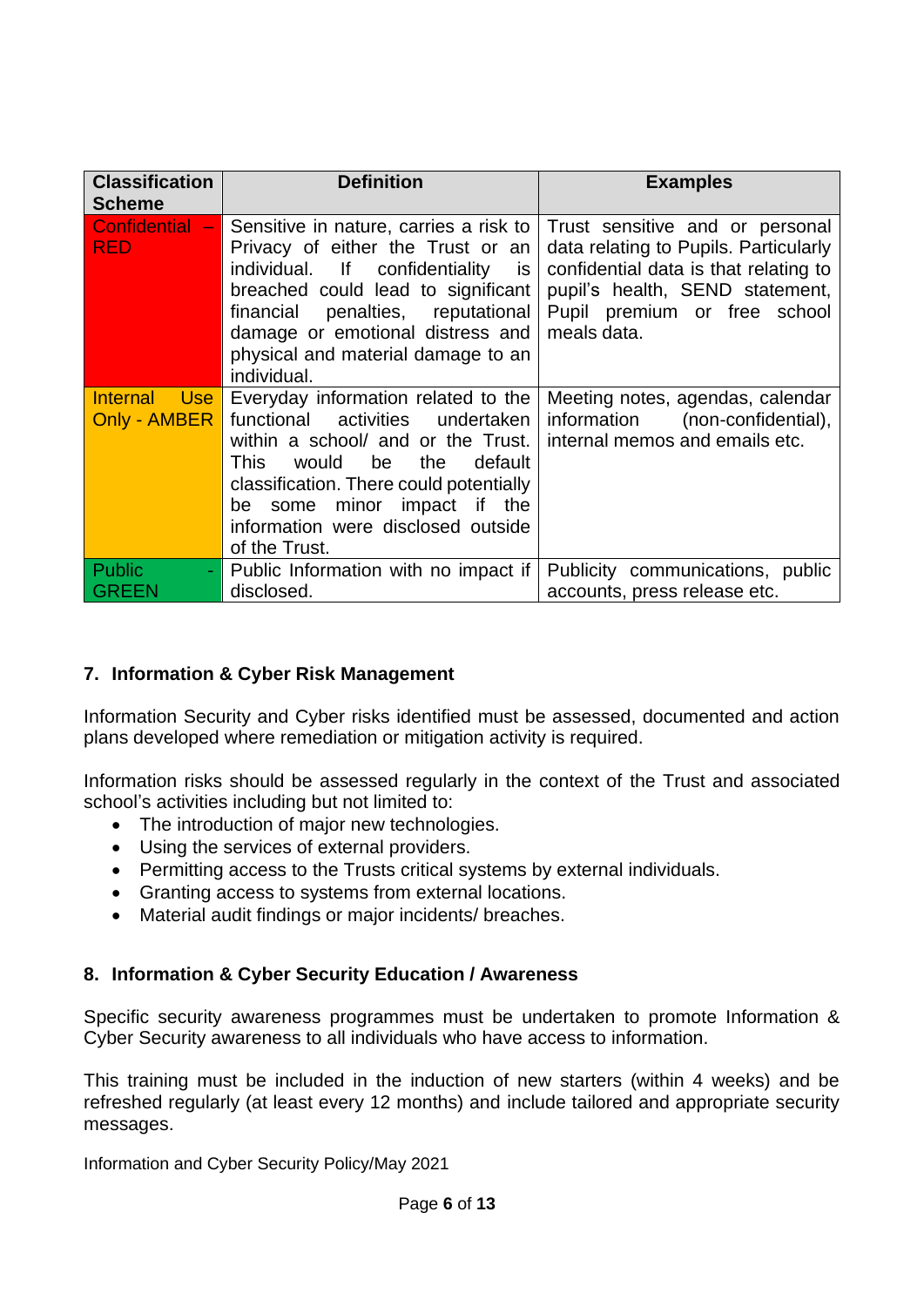| Classification Scheme | Definition | Examples |
| --- | --- | --- |
| Confidential – RED | Sensitive in nature, carries a risk to Privacy of either the Trust or an individual. If confidentiality is breached could lead to significant financial penalties, reputational damage or emotional distress and physical and material damage to an individual. | Trust sensitive and or personal data relating to Pupils. Particularly confidential data is that relating to pupil's health, SEND statement, Pupil premium or free school meals data. |
| Internal Use Only - AMBER | Everyday information related to the functional activities undertaken within a school/ and or the Trust. This would be the default classification. There could potentially be some minor impact if the information were disclosed outside of the Trust. | Meeting notes, agendas, calendar information (non-confidential), internal memos and emails etc. |
| Public - GREEN | Public Information with no impact if disclosed. | Publicity communications, public accounts, press release etc. |

## 7. Information & Cyber Risk Management

Information Security and Cyber risks identified must be assessed, documented and action plans developed where remediation or mitigation activity is required.

Information risks should be assessed regularly in the context of the Trust and associated school's activities including but not limited to:

- The introduction of major new technologies.
- Using the services of external providers.
- Permitting access to the Trusts critical systems by external individuals.
- Granting access to systems from external locations.
- Material audit findings or major incidents/ breaches.

## 8. Information & Cyber Security Education / Awareness

Specific security awareness programmes must be undertaken to promote Information & Cyber Security awareness to all individuals who have access to information.

This training must be included in the induction of new starters (within 4 weeks) and be refreshed regularly (at least every 12 months) and include tailored and appropriate security messages.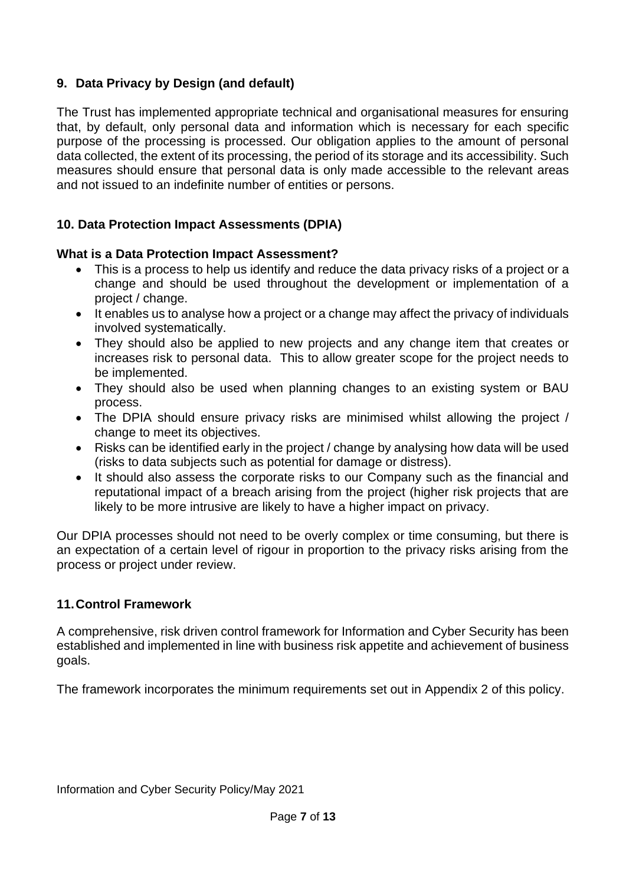## 9. Data Privacy by Design (and default)

The Trust has implemented appropriate technical and organisational measures for ensuring that, by default, only personal data and information which is necessary for each specific purpose of the processing is processed. Our obligation applies to the amount of personal data collected, the extent of its processing, the period of its storage and its accessibility. Such measures should ensure that personal data is only made accessible to the relevant areas and not issued to an indefinite number of entities or persons.

## 10. Data Protection Impact Assessments (DPIA)

**What is a Data Protection Impact Assessment?**

- This is a process to help us identify and reduce the data privacy risks of a project or a change and should be used throughout the development or implementation of a project / change.
- It enables us to analyse how a project or a change may affect the privacy of individuals involved systematically.
- They should also be applied to new projects and any change item that creates or increases risk to personal data. This to allow greater scope for the project needs to be implemented.
- They should also be used when planning changes to an existing system or BAU process.
- The DPIA should ensure privacy risks are minimised whilst allowing the project / change to meet its objectives.
- Risks can be identified early in the project / change by analysing how data will be used (risks to data subjects such as potential for damage or distress).
- It should also assess the corporate risks to our Company such as the financial and reputational impact of a breach arising from the project (higher risk projects that are likely to be more intrusive are likely to have a higher impact on privacy.

Our DPIA processes should not need to be overly complex or time consuming, but there is an expectation of a certain level of rigour in proportion to the privacy risks arising from the process or project under review.

## 11. Control Framework

A comprehensive, risk driven control framework for Information and Cyber Security has been established and implemented in line with business risk appetite and achievement of business goals.

The framework incorporates the minimum requirements set out in Appendix 2 of this policy.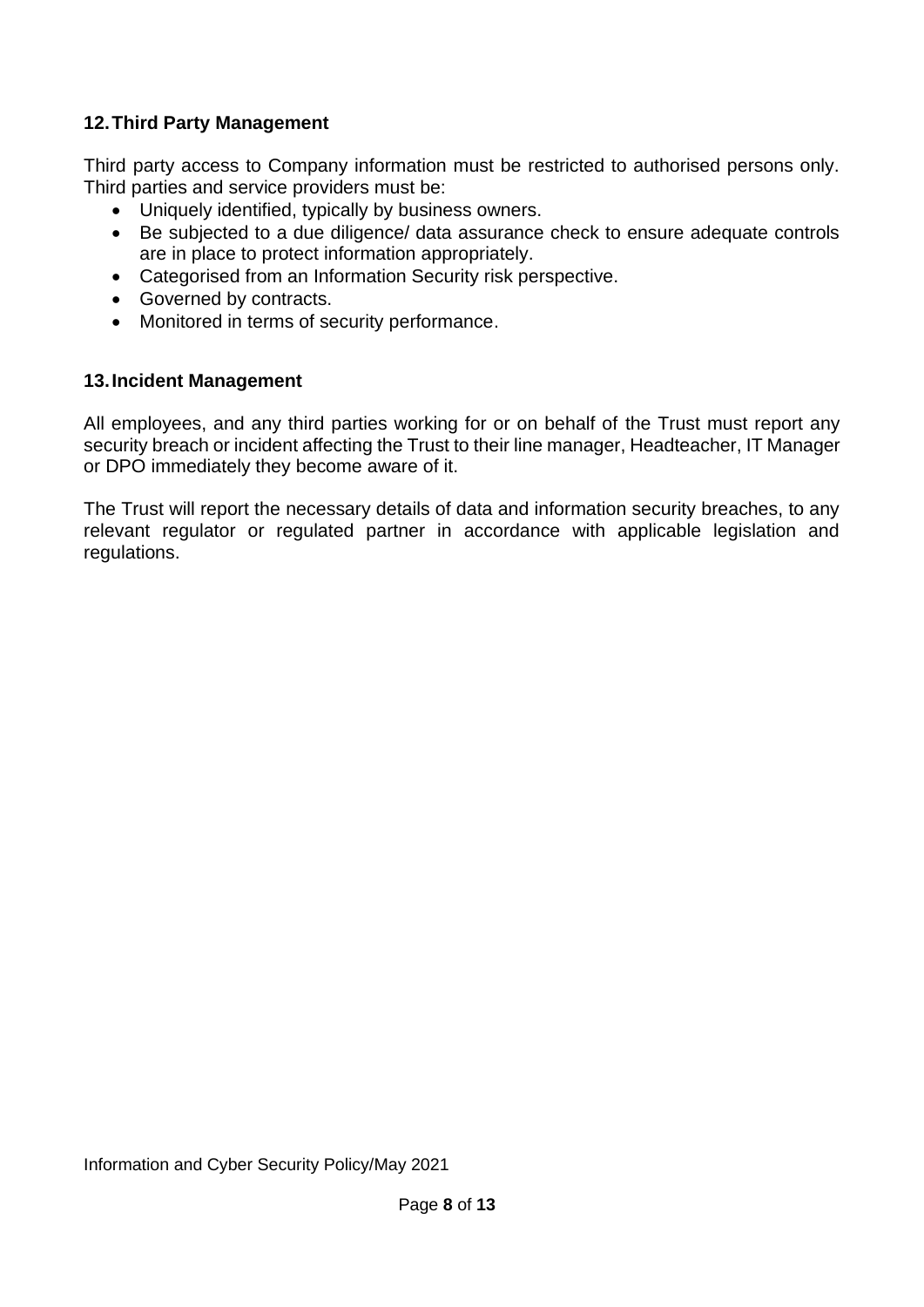## 12. Third Party Management

Third party access to Company information must be restricted to authorised persons only. Third parties and service providers must be:

- Uniquely identified, typically by business owners.
- Be subjected to a due diligence/ data assurance check to ensure adequate controls are in place to protect information appropriately.
- Categorised from an Information Security risk perspective.
- Governed by contracts.
- Monitored in terms of security performance.

## 13. Incident Management

All employees, and any third parties working for or on behalf of the Trust must report any security breach or incident affecting the Trust to their line manager, Headteacher, IT Manager or DPO immediately they become aware of it.

The Trust will report the necessary details of data and information security breaches, to any relevant regulator or regulated partner in accordance with applicable legislation and regulations.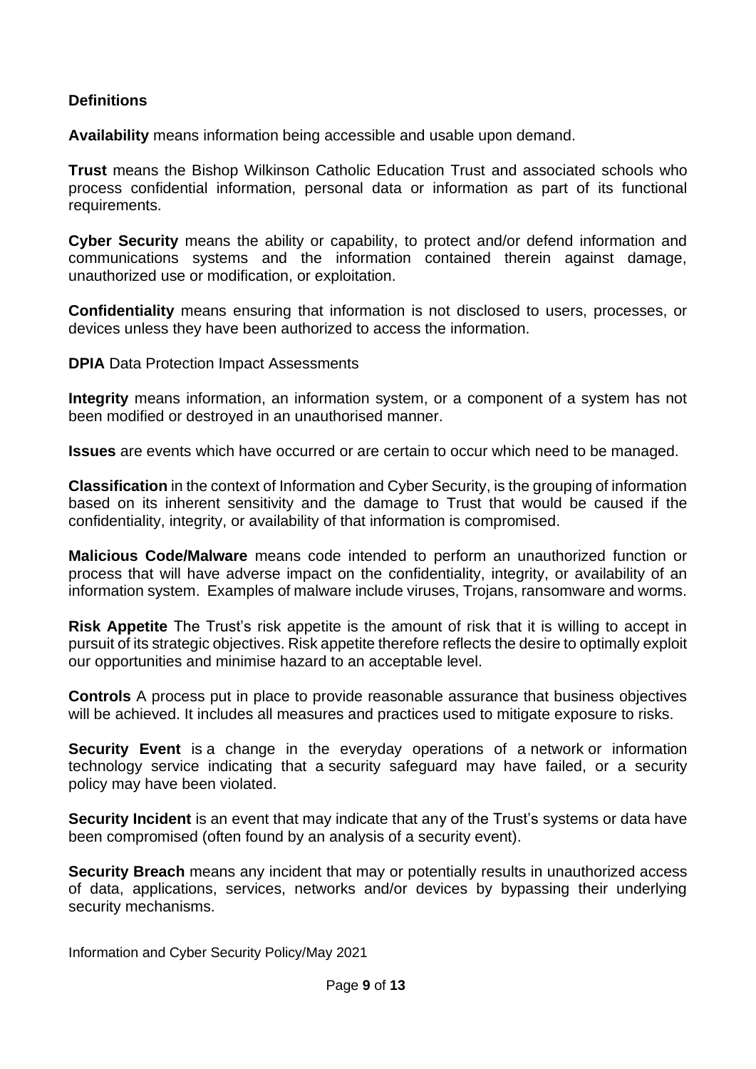**Definitions**

**Availability** means information being accessible and usable upon demand.

**Trust** means the Bishop Wilkinson Catholic Education Trust and associated schools who process confidential information, personal data or information as part of its functional requirements.

**Cyber Security** means the ability or capability, to protect and/or defend information and communications systems and the information contained therein against damage, unauthorized use or modification, or exploitation.

**Confidentiality** means ensuring that information is not disclosed to users, processes, or devices unless they have been authorized to access the information.

**DPIA** Data Protection Impact Assessments

**Integrity** means information, an information system, or a component of a system has not been modified or destroyed in an unauthorised manner.

**Issues** are events which have occurred or are certain to occur which need to be managed.

**Classification** in the context of Information and Cyber Security, is the grouping of information based on its inherent sensitivity and the damage to Trust that would be caused if the confidentiality, integrity, or availability of that information is compromised.

**Malicious Code/Malware** means code intended to perform an unauthorized function or process that will have adverse impact on the confidentiality, integrity, or availability of an information system. Examples of malware include viruses, Trojans, ransomware and worms.

**Risk Appetite** The Trust's risk appetite is the amount of risk that it is willing to accept in pursuit of its strategic objectives. Risk appetite therefore reflects the desire to optimally exploit our opportunities and minimise hazard to an acceptable level.

**Controls** A process put in place to provide reasonable assurance that business objectives will be achieved. It includes all measures and practices used to mitigate exposure to risks.

**Security Event** is a change in the everyday operations of a network or information technology service indicating that a security safeguard may have failed, or a security policy may have been violated.

**Security Incident** is an event that may indicate that any of the Trust's systems or data have been compromised (often found by an analysis of a security event).

**Security Breach** means any incident that may or potentially results in unauthorized access of data, applications, services, networks and/or devices by bypassing their underlying security mechanisms.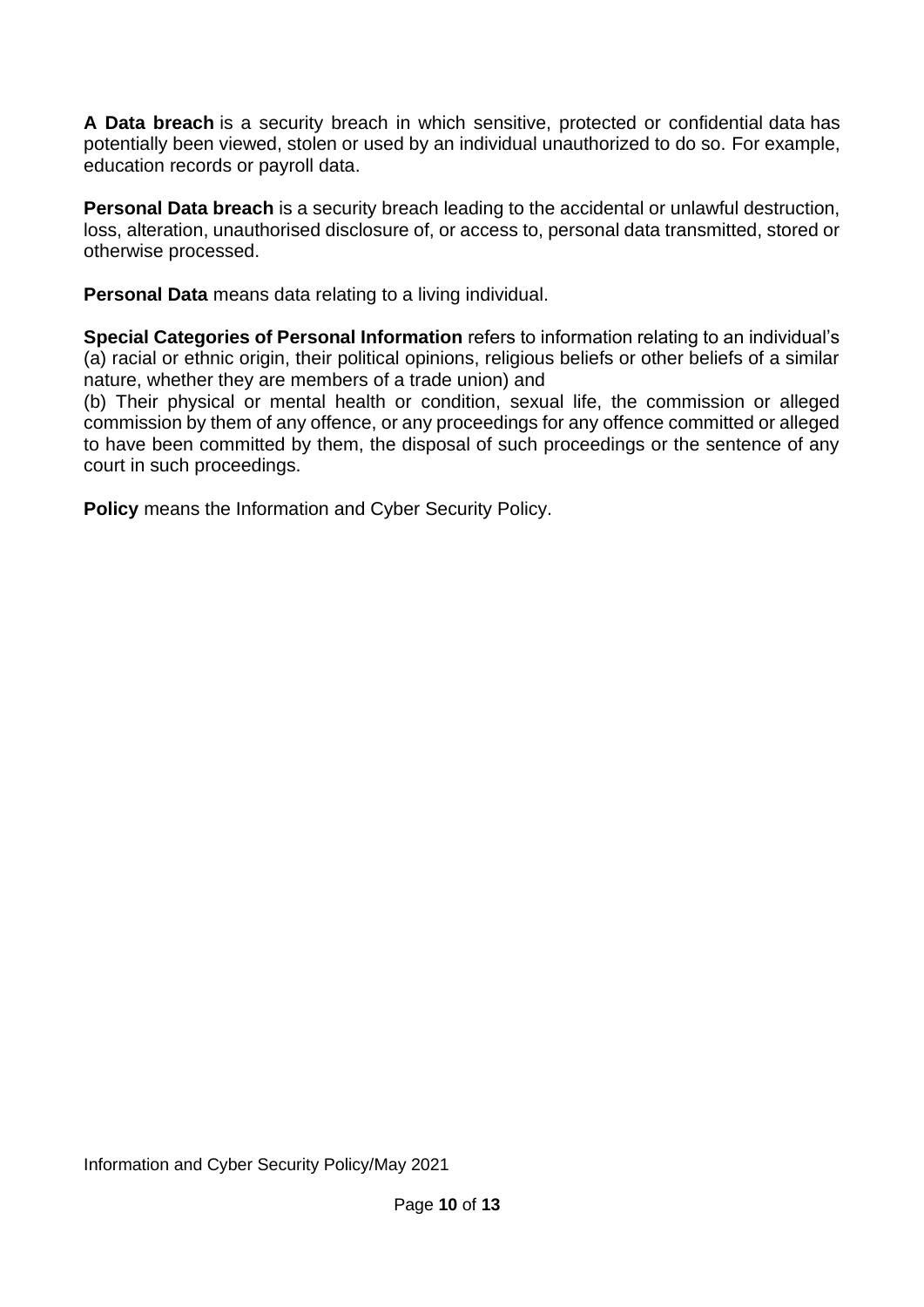**A Data breach** is a security breach in which sensitive, protected or confidential data has potentially been viewed, stolen or used by an individual unauthorized to do so. For example, education records or payroll data.

**Personal Data breach** is a security breach leading to the accidental or unlawful destruction, loss, alteration, unauthorised disclosure of, or access to, personal data transmitted, stored or otherwise processed.

**Personal Data** means data relating to a living individual.

**Special Categories of Personal Information** refers to information relating to an individual's (a) racial or ethnic origin, their political opinions, religious beliefs or other beliefs of a similar nature, whether they are members of a trade union) and
(b) Their physical or mental health or condition, sexual life, the commission or alleged commission by them of any offence, or any proceedings for any offence committed or alleged to have been committed by them, the disposal of such proceedings or the sentence of any court in such proceedings.

**Policy** means the Information and Cyber Security Policy.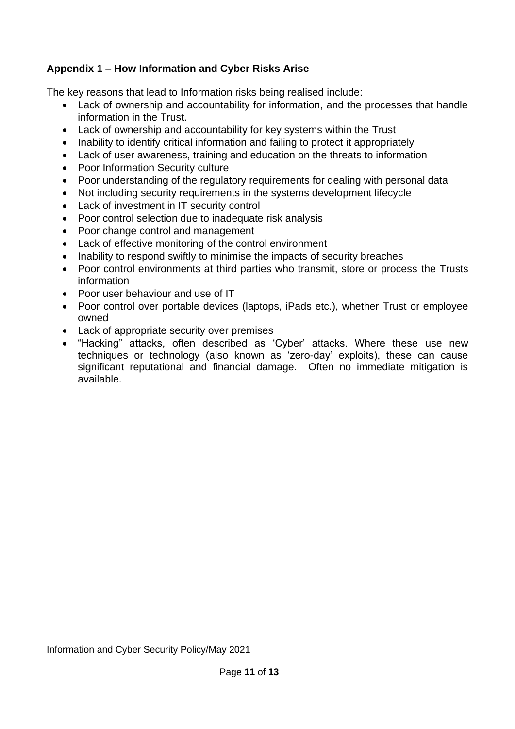## Appendix 1 – How Information and Cyber Risks Arise

The key reasons that lead to Information risks being realised include:

- Lack of ownership and accountability for information, and the processes that handle information in the Trust.
- Lack of ownership and accountability for key systems within the Trust
- Inability to identify critical information and failing to protect it appropriately
- Lack of user awareness, training and education on the threats to information
- Poor Information Security culture
- Poor understanding of the regulatory requirements for dealing with personal data
- Not including security requirements in the systems development lifecycle
- Lack of investment in IT security control
- Poor control selection due to inadequate risk analysis
- Poor change control and management
- Lack of effective monitoring of the control environment
- Inability to respond swiftly to minimise the impacts of security breaches
- Poor control environments at third parties who transmit, store or process the Trusts information
- Poor user behaviour and use of IT
- Poor control over portable devices (laptops, iPads etc.), whether Trust or employee owned
- Lack of appropriate security over premises
- "Hacking" attacks, often described as 'Cyber' attacks. Where these use new techniques or technology (also known as 'zero-day' exploits), these can cause significant reputational and financial damage. Often no immediate mitigation is available.

Information and Cyber Security Policy/May 2021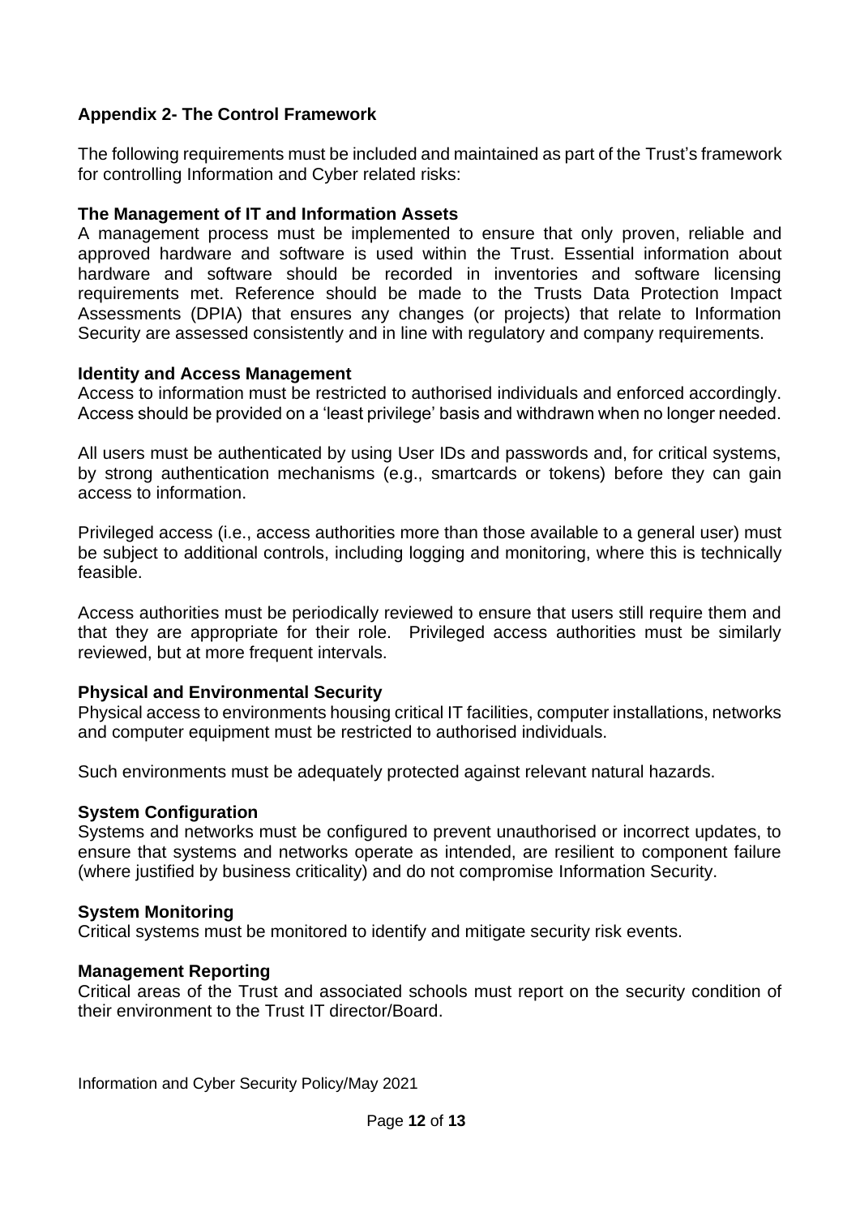## Appendix 2- The Control Framework

The following requirements must be included and maintained as part of the Trust's framework for controlling Information and Cyber related risks:

### The Management of IT and Information Assets

A management process must be implemented to ensure that only proven, reliable and approved hardware and software is used within the Trust. Essential information about hardware and software should be recorded in inventories and software licensing requirements met. Reference should be made to the Trusts Data Protection Impact Assessments (DPIA) that ensures any changes (or projects) that relate to Information Security are assessed consistently and in line with regulatory and company requirements.

### Identity and Access Management

Access to information must be restricted to authorised individuals and enforced accordingly. Access should be provided on a 'least privilege' basis and withdrawn when no longer needed.

All users must be authenticated by using User IDs and passwords and, for critical systems, by strong authentication mechanisms (e.g., smartcards or tokens) before they can gain access to information.

Privileged access (i.e., access authorities more than those available to a general user) must be subject to additional controls, including logging and monitoring, where this is technically feasible.

Access authorities must be periodically reviewed to ensure that users still require them and that they are appropriate for their role. Privileged access authorities must be similarly reviewed, but at more frequent intervals.

### Physical and Environmental Security

Physical access to environments housing critical IT facilities, computer installations, networks and computer equipment must be restricted to authorised individuals.

Such environments must be adequately protected against relevant natural hazards.

### System Configuration

Systems and networks must be configured to prevent unauthorised or incorrect updates, to ensure that systems and networks operate as intended, are resilient to component failure (where justified by business criticality) and do not compromise Information Security.

### System Monitoring

Critical systems must be monitored to identify and mitigate security risk events.

### Management Reporting

Critical areas of the Trust and associated schools must report on the security condition of their environment to the Trust IT director/Board.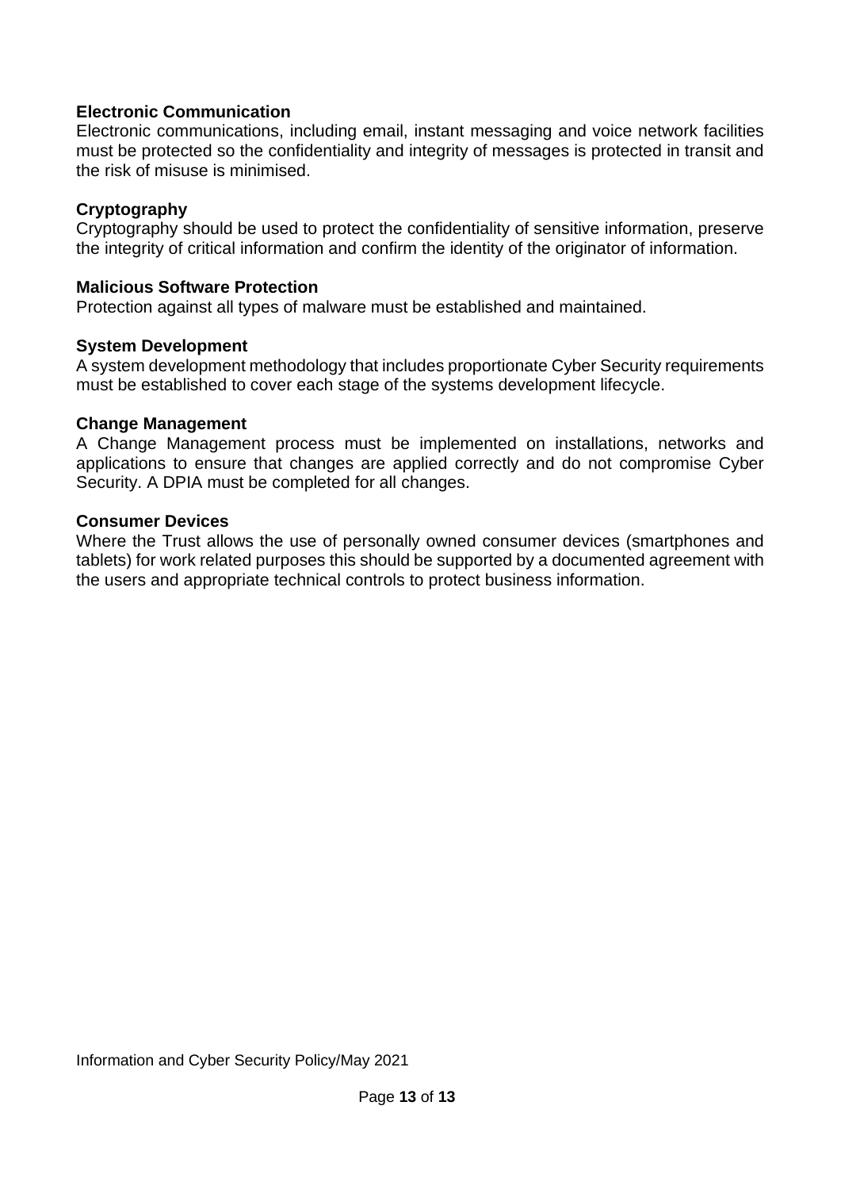**Electronic Communication**
Electronic communications, including email, instant messaging and voice network facilities must be protected so the confidentiality and integrity of messages is protected in transit and the risk of misuse is minimised.

**Cryptography**
Cryptography should be used to protect the confidentiality of sensitive information, preserve the integrity of critical information and confirm the identity of the originator of information.

**Malicious Software Protection**
Protection against all types of malware must be established and maintained.

**System Development**
A system development methodology that includes proportionate Cyber Security requirements must be established to cover each stage of the systems development lifecycle.

**Change Management**
A Change Management process must be implemented on installations, networks and applications to ensure that changes are applied correctly and do not compromise Cyber Security. A DPIA must be completed for all changes.

**Consumer Devices**
Where the Trust allows the use of personally owned consumer devices (smartphones and tablets) for work related purposes this should be supported by a documented agreement with the users and appropriate technical controls to protect business information.